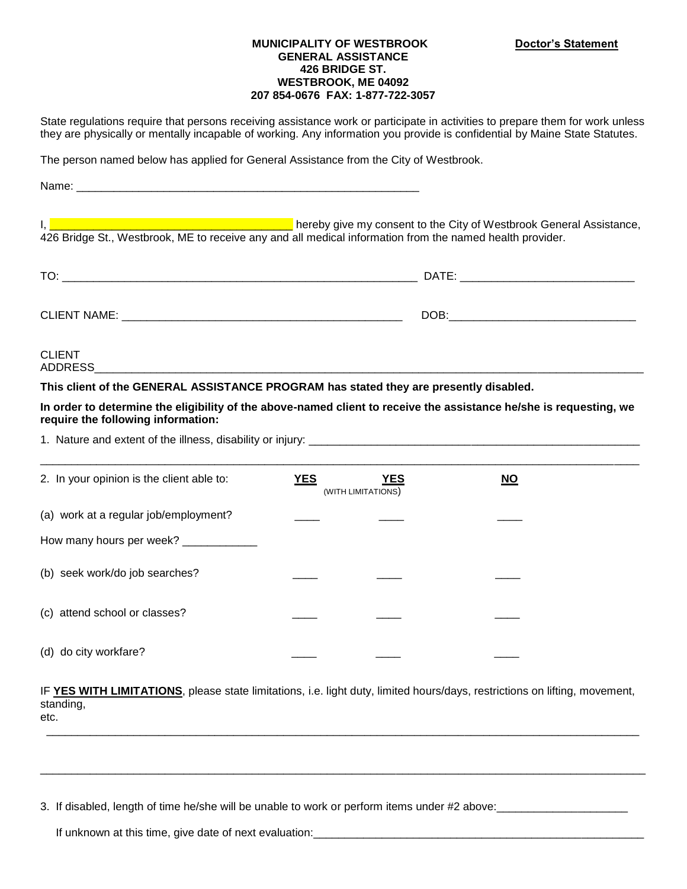**MUNICIPALITY OF WESTBROOK**
**GENERAL ASSISTANCE**
**426 BRIDGE ST.**
**WESTBROOK, ME 04092**
**207 854-0676 FAX: 1-877-722-3057**

**Doctor's Statement**

State regulations require that persons receiving assistance work or participate in activities to prepare them for work unless they are physically or mentally incapable of working. Any information you provide is confidential by Maine State Statutes.

The person named below has applied for General Assistance from the City of Westbrook.

Name: ___________________________________________________________

I, ______________________________________ hereby give my consent to the City of Westbrook General Assistance, 426 Bridge St., Westbrook, ME to receive any and all medical information from the named health provider.

TO: ____________________________________________________________ DATE: ____________________________

CLIENT NAME: _______________________________________________ DOB:______________________________

CLIENT ADDRESS_____________________________________________________________________________________________

**This client of the GENERAL ASSISTANCE PROGRAM has stated they are presently disabled.**

**In order to determine the eligibility of the above-named client to receive the assistance he/she is requesting, we require the following information:**

1. Nature and extent of the illness, disability or injury: _______________________________________________________

_____________________________________________________________________________________________________

| 2. In your opinion is the client able to: | YES | YES (WITH LIMITATIONS) | NO |
|---|---|---|---|
| (a) work at a regular job/employment? | ____ | ____ | ____ |
| How many hours per week? ____________ | | | |
| (b) seek work/do job searches? | ____ | ____ | ____ |
| (c) attend school or classes? | ____ | ____ | ____ |
| (d) do city workfare? | ____ | ____ | ____ |

IF **YES WITH LIMITATIONS**, please state limitations, i.e. light duty, limited hours/days, restrictions on lifting, movement, standing, etc.

_____________________________________________________________________________________________________

_____________________________________________________________________________________________________

3. If disabled, length of time he/she will be unable to work or perform items under #2 above:_____________________

If unknown at this time, give date of next evaluation:________________________________________________________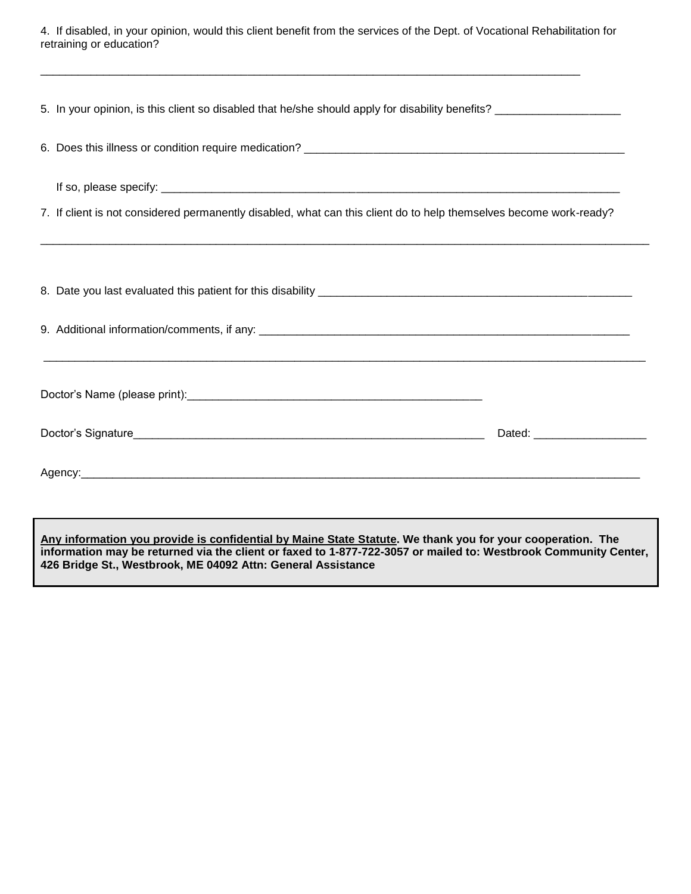4. If disabled, in your opinion, would this client benefit from the services of the Dept. of Vocational Rehabilitation for retraining or education?

_______________________________________________________________________________________

5. In your opinion, is this client so disabled that he/she should apply for disability benefits? ____________________

6. Does this illness or condition require medication? ______________________________________________________

If so, please specify: ___________________________________________________________________________

7. If client is not considered permanently disabled, what can this client do to help themselves become work-ready?

___________________________________________________________________________________________________

8. Date you last evaluated this patient for this disability ____________________________________________________

9. Additional information/comments, if any: ____________________________________________________________

___________________________________________________________________________________________________

Doctor's Name (please print):_________________________________________________

Doctor's Signature____________________________________________________________ Dated: __________________

Agency:____________________________________________________________________________________________

**<u>Any information you provide is confidential by Maine State Statute</u>. We thank you for your cooperation. The information may be returned via the client or faxed to 1-877-722-3057 or mailed to: Westbrook Community Center, 426 Bridge St., Westbrook, ME 04092 Attn: General Assistance**